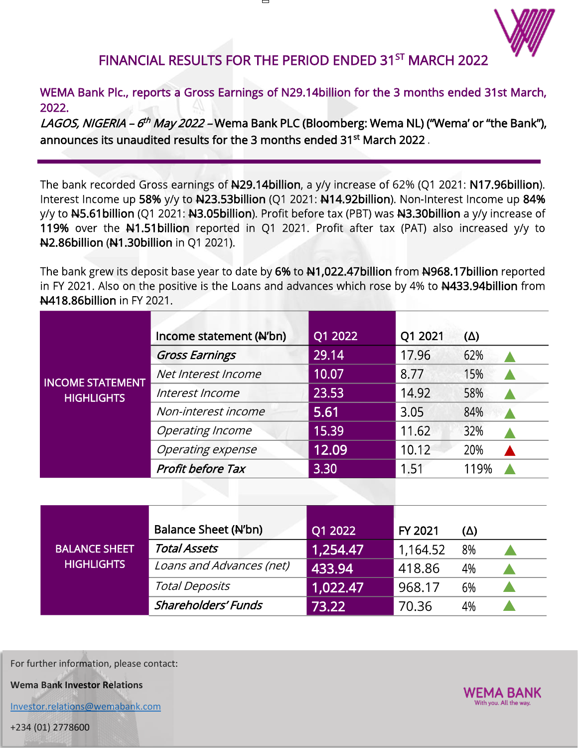# FINANCIAL RESULTS FOR THE PERIOD ENDED 31ST MARCH 2022

## WEMA Bank Plc., reports a Gross Earnings of N29.14billion for the 3 months ended 31st March, 2022.

*LAGOS, NIGERIA – 6th May 2022* – **Wema Bank PLC (Bloomberg: Wema NL) ("Wema' or "the Bank"), announces its unaudited results for the 3 months ended 31st March 2022.**

---

The bank recorded Gross earnings of **₦29.14billion**, a y/y increase of 62% (Q1 2021: **N17.96billion**). Interest Income up **58%** y/y to **₦23.53billion** (Q1 2021: **₦14.92billion**). Non-Interest Income up **84%** y/y to **₦5.61billion** (Q1 2021: **₦3.05billion**). Profit before tax (PBT) was **₦3.30billion** a y/y increase of **119%** over the **₦1.51billion** reported in Q1 2021. Profit after tax (PAT) also increased y/y to **₦2.86billion** (**₦1.30billion** in Q1 2021).

The bank grew its deposit base year to date by **6%** to **₦1,022.47billion** from **₦968.17billion** reported in FY 2021. Also on the positive is the Loans and advances which rose by 4% to **₦433.94billion** from **₦418.86billion** in FY 2021.

| INCOME STATEMENT HIGHLIGHTS | Income statement (₦'bn) | Q1 2022 | Q1 2021 | (Δ) |
|---|---|---|---|---|
| | ***Gross Earnings*** | 29.14 | 17.96 | 62% ▲ |
| | *Net Interest Income* | 10.07 | 8.77 | 15% ▲ |
| | *Interest Income* | 23.53 | 14.92 | 58% ▲ |
| | *Non-interest income* | 5.61 | 3.05 | 84% ▲ |
| | *Operating Income* | 15.39 | 11.62 | 32% ▲ |
| | *Operating expense* | 12.09 | 10.12 | 20% ▲ |
| | ***Profit before Tax*** | 3.30 | 1.51 | 119% ▲ |

| BALANCE SHEET HIGHLIGHTS | Balance Sheet (₦'bn) | Q1 2022 | FY 2021 | (Δ) |
|---|---|---|---|---|
| | ***Total Assets*** | 1,254.47 | 1,164.52 | 8% ▲ |
| | *Loans and Advances (net)* | 433.94 | 418.86 | 4% ▲ |
| | *Total Deposits* | 1,022.47 | 968.17 | 6% ▲ |
| | ***Shareholders' Funds*** | 73.22 | 70.36 | 4% ▲ |

For further information, please contact:

**Wema Bank Investor Relations**

Investor.relations@wemabank.com

+234 (01) 2778600

WEMA BANK
With you. All the way.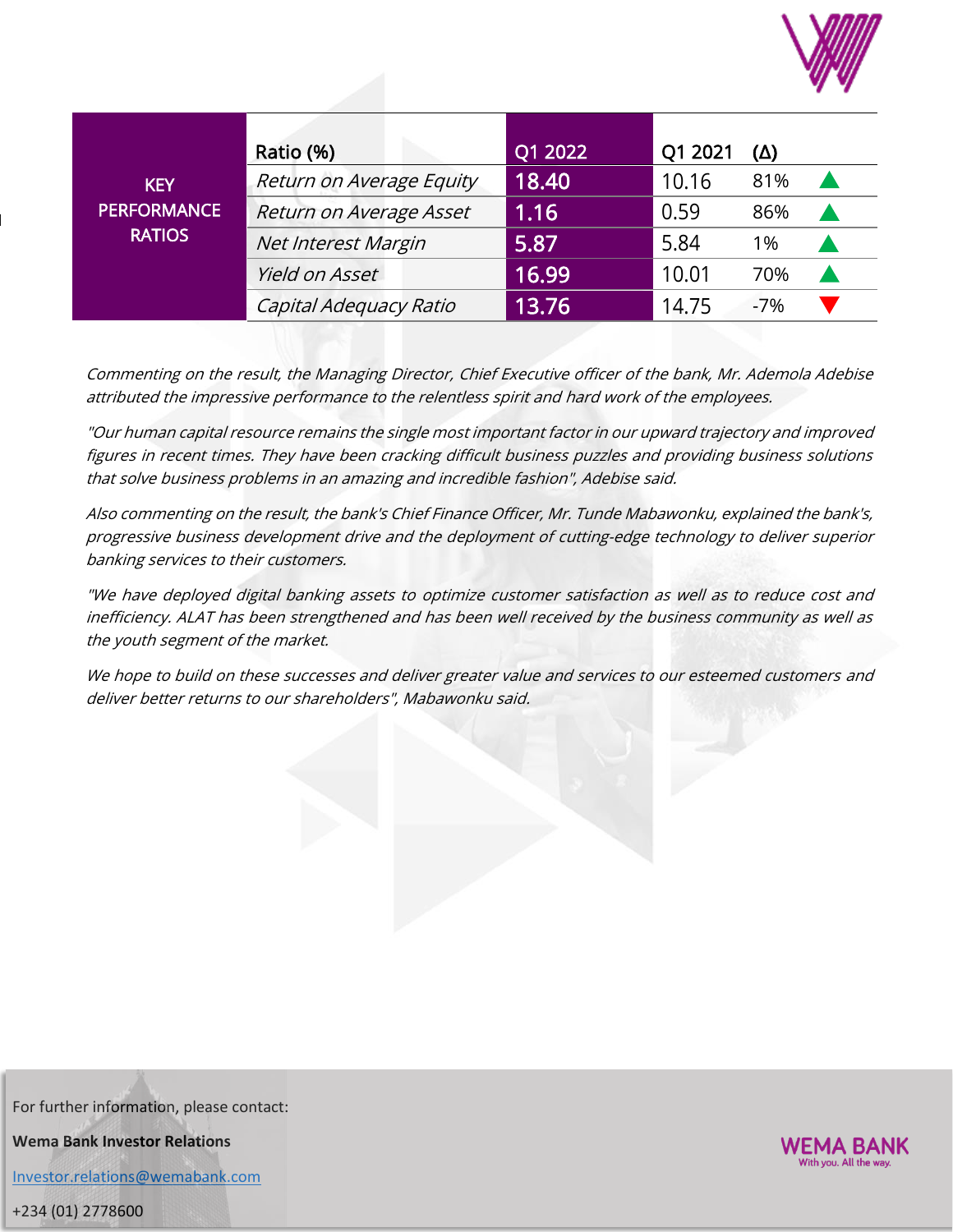| KEY PERFORMANCE RATIOS | Ratio (%) | Q1 2022 | Q1 2021 | (Δ) | |
|---|---|---|---|---|---|
| | *Return on Average Equity* | 18.40 | 10.16 | 81% | ▲ |
| | *Return on Average Asset* | 1.16 | 0.59 | 86% | ▲ |
| | *Net Interest Margin* | 5.87 | 5.84 | 1% | ▲ |
| | *Yield on Asset* | 16.99 | 10.01 | 70% | ▲ |
| | *Capital Adequacy Ratio* | 13.76 | 14.75 | -7% | ▼ |

*Commenting on the result, the Managing Director, Chief Executive officer of the bank, Mr. Ademola Adebise attributed the impressive performance to the relentless spirit and hard work of the employees.*

*"Our human capital resource remains the single most important factor in our upward trajectory and improved figures in recent times. They have been cracking difficult business puzzles and providing business solutions that solve business problems in an amazing and incredible fashion", Adebise said.*

*Also commenting on the result, the bank's Chief Finance Officer, Mr. Tunde Mabawonku, explained the bank's, progressive business development drive and the deployment of cutting-edge technology to deliver superior banking services to their customers.*

*"We have deployed digital banking assets to optimize customer satisfaction as well as to reduce cost and inefficiency. ALAT has been strengthened and has been well received by the business community as well as the youth segment of the market.*

*We hope to build on these successes and deliver greater value and services to our esteemed customers and deliver better returns to our shareholders", Mabawonku said.*

For further information, please contact:

**Wema Bank Investor Relations**

[Investor.relations@wemabank.com](mailto:Investor.relations@wemabank.com)

+234 (01) 2778600

WEMA BANK
With you. All the way.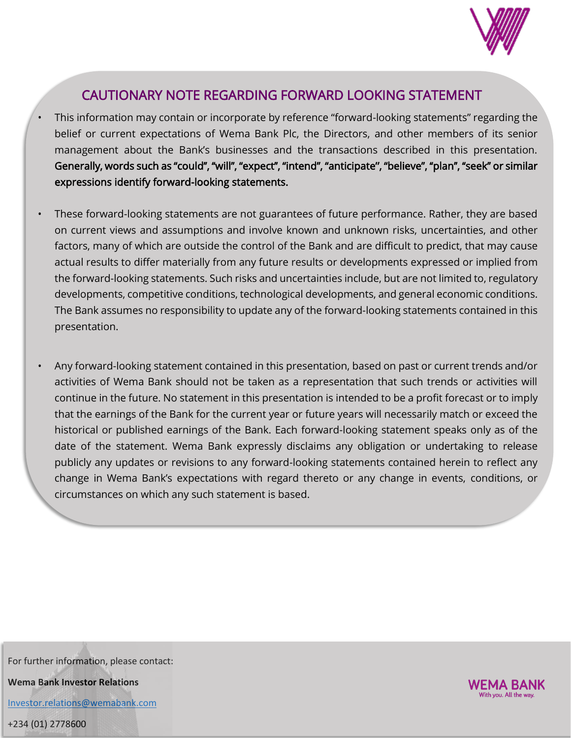## CAUTIONARY NOTE REGARDING FORWARD LOOKING STATEMENT

- This information may contain or incorporate by reference "forward-looking statements" regarding the belief or current expectations of Wema Bank Plc, the Directors, and other members of its senior management about the Bank's businesses and the transactions described in this presentation. **Generally, words such as "could", "will", "expect", "intend", "anticipate", "believe", "plan", "seek" or similar expressions identify forward-looking statements.**

- These forward-looking statements are not guarantees of future performance. Rather, they are based on current views and assumptions and involve known and unknown risks, uncertainties, and other factors, many of which are outside the control of the Bank and are difficult to predict, that may cause actual results to differ materially from any future results or developments expressed or implied from the forward-looking statements. Such risks and uncertainties include, but are not limited to, regulatory developments, competitive conditions, technological developments, and general economic conditions. The Bank assumes no responsibility to update any of the forward-looking statements contained in this presentation.

- Any forward-looking statement contained in this presentation, based on past or current trends and/or activities of Wema Bank should not be taken as a representation that such trends or activities will continue in the future. No statement in this presentation is intended to be a profit forecast or to imply that the earnings of the Bank for the current year or future years will necessarily match or exceed the historical or published earnings of the Bank. Each forward-looking statement speaks only as of the date of the statement. Wema Bank expressly disclaims any obligation or undertaking to release publicly any updates or revisions to any forward-looking statements contained herein to reflect any change in Wema Bank's expectations with regard thereto or any change in events, conditions, or circumstances on which any such statement is based.

For further information, please contact:

**Wema Bank Investor Relations**

Investor.relations@wemabank.com

+234 (01) 2778600

WEMA BANK
With you. All the way.